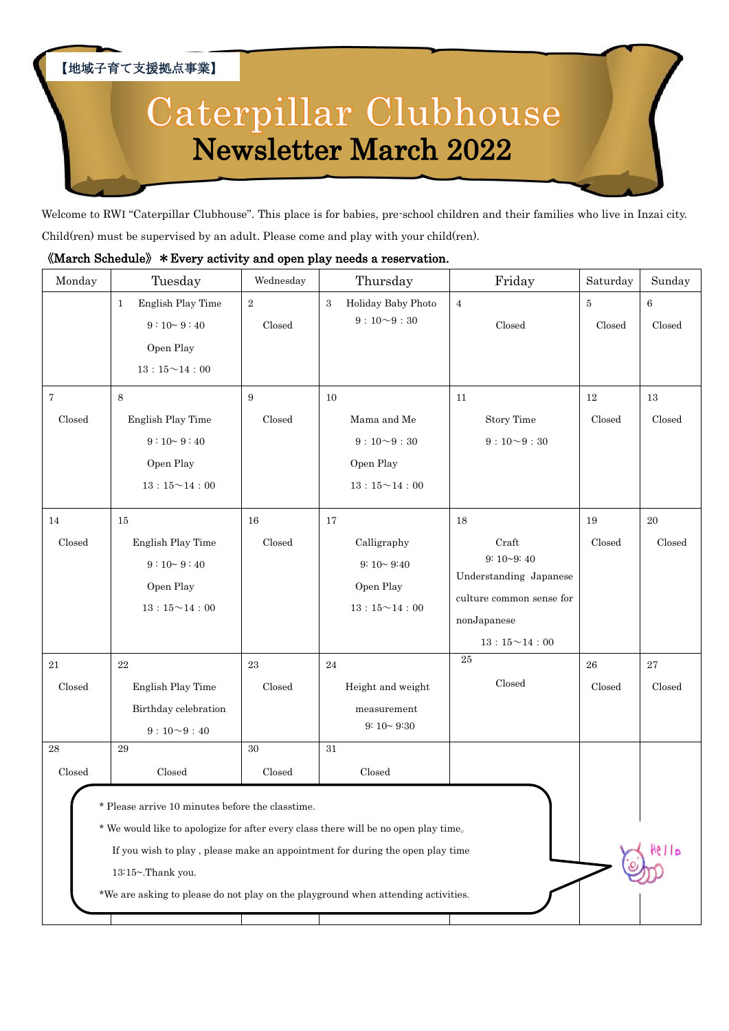【地域子育て支援拠点事業】

# Caterpillar Clubhouse
## Newsletter March 2022

Welcome to RWI "Caterpillar Clubhouse". This place is for babies, pre-school children and their families who live in Inzai city. Child(ren) must be supervised by an adult. Please come and play with your child(ren).

**《March Schedule》 ＊Every activity and open play needs a reservation.**

| Monday | Tuesday | Wednesday | Thursday | Friday | Saturday | Sunday |
|---|---|---|---|---|---|---|
| | 1 English Play Time 9：10~ 9：40 Open Play 13：15～14：00 | 2 Closed | 3 Holiday Baby Photo 9：10～9：30 | 4 Closed | 5 Closed | 6 Closed |
| 7 Closed | 8 English Play Time 9：10~ 9：40 Open Play 13：15～14：00 | 9 Closed | 10 Mama and Me 9：10～9：30 Open Play 13：15～14：00 | 11 Story Time 9：10～9：30 | 12 Closed | 13 Closed |
| 14 Closed | 15 English Play Time 9：10~ 9：40 Open Play 13：15～14：00 | 16 Closed | 17 Calligraphy 9: 10~ 9:40 Open Play 13：15～14：00 | 18 Craft 9: 10~9: 40 Understanding Japanese culture common sense for nonJapanese 13：15～14：00 | 19 Closed | 20 Closed |
| 21 Closed | 22 English Play Time Birthday celebration 9：10～9：40 | 23 Closed | 24 Height and weight measurement 9: 10~ 9:30 | 25 Closed | 26 Closed | 27 Closed |
| 28 Closed | 29 Closed | 30 Closed | 31 Closed | | | |

\* Please arrive 10 minutes before the classtime.

\* We would like to apologize for after every class there will be no open play time。 If you wish to play , please make an appointment for during the open play time 13:15~.Thank you.

\*We are asking to please do not play on the playground when attending activities.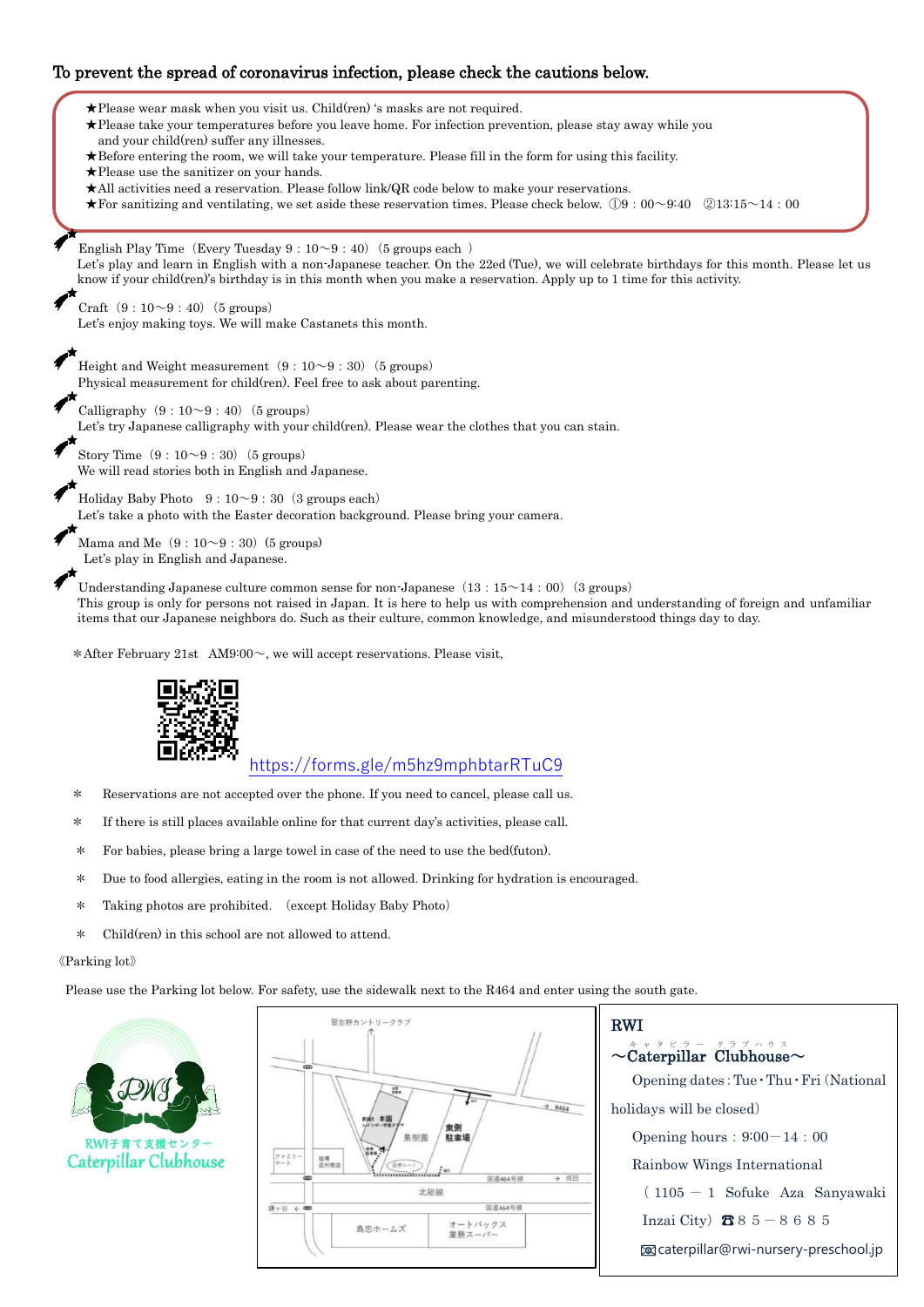## To prevent the spread of coronavirus infection, please check the cautions below.

- ★Please wear mask when you visit us. Child(ren) 's masks are not required.
- ★Please take your temperatures before you leave home. For infection prevention, please stay away while you and your child(ren) suffer any illnesses.
- ★Before entering the room, we will take your temperature. Please fill in the form for using this facility.
- ★Please use the sanitizer on your hands.
- ★All activities need a reservation. Please follow link/QR code below to make your reservations.
- ★For sanitizing and ventilating, we set aside these reservation times. Please check below. ①9：00～9:40 ②13:15～14：00

**English Play Time**（Every Tuesday 9：10～9：40）（5 groups each ）
Let's play and learn in English with a non-Japanese teacher. On the 22ed (Tue), we will celebrate birthdays for this month. Please let us know if your child(ren)'s birthday is in this month when you make a reservation. Apply up to 1 time for this activity.

**Craft**（9：10～9：40）（5 groups）
Let's enjoy making toys. We will make Castanets this month.

**Height and Weight measurement**（9：10～9：30）（5 groups）
Physical measurement for child(ren). Feel free to ask about parenting.

**Calligraphy**（9：10～9：40）（5 groups）
Let's try Japanese calligraphy with your child(ren). Please wear the clothes that you can stain.

**Story Time**（9：10～9：30）（5 groups）
We will read stories both in English and Japanese.

**Holiday Baby Photo** 9：10～9：30（3 groups each）
Let's take a photo with the Easter decoration background. Please bring your camera.

**Mama and Me**（9：10～9：30）(5 groups)
Let's play in English and Japanese.

**Understanding Japanese culture common sense for non-Japanese**（13：15～14：00）（3 groups）
This group is only for persons not raised in Japan. It is here to help us with comprehension and understanding of foreign and unfamiliar items that our Japanese neighbors do. Such as their culture, common knowledge, and misunderstood things day to day.

＊After February 21st AM9:00～, we will accept reservations. Please visit,

https://forms.gle/m5hz9mphbtarRTuC9

- ＊ Reservations are not accepted over the phone. If you need to cancel, please call us.
- ＊ If there is still places available online for that current day's activities, please call.
- ＊ For babies, please bring a large towel in case of the need to use the bed(futon).
- ＊ Due to food allergies, eating in the room is not allowed. Drinking for hydration is encouraged.
- ＊ Taking photos are prohibited. （except Holiday Baby Photo）
- ＊ Child(ren) in this school are not allowed to attend.

《Parking lot》

Please use the Parking lot below. For safety, use the sidewalk next to the R464 and enter using the south gate.

RWI子育て支援センター
Caterpillar Clubhouse

習志野カントリークラブ
RWI 本園
果樹園
東側駐車場
R464
ファミリーマート
国道464号線
成田
北総線
鎌ケ谷
島忠ホームズ
オートバックス
業務スーパー

**RWI**
～Caterpillar Clubhouse～
Opening dates：Tue・Thu・Fri (National holidays will be closed)
Opening hours：9:00－14：00
Rainbow Wings International
（1105 － 1 Sofuke Aza Sanyawaki Inzai City）☎８５－８６８５
caterpillar@rwi-nursery-preschool.jp